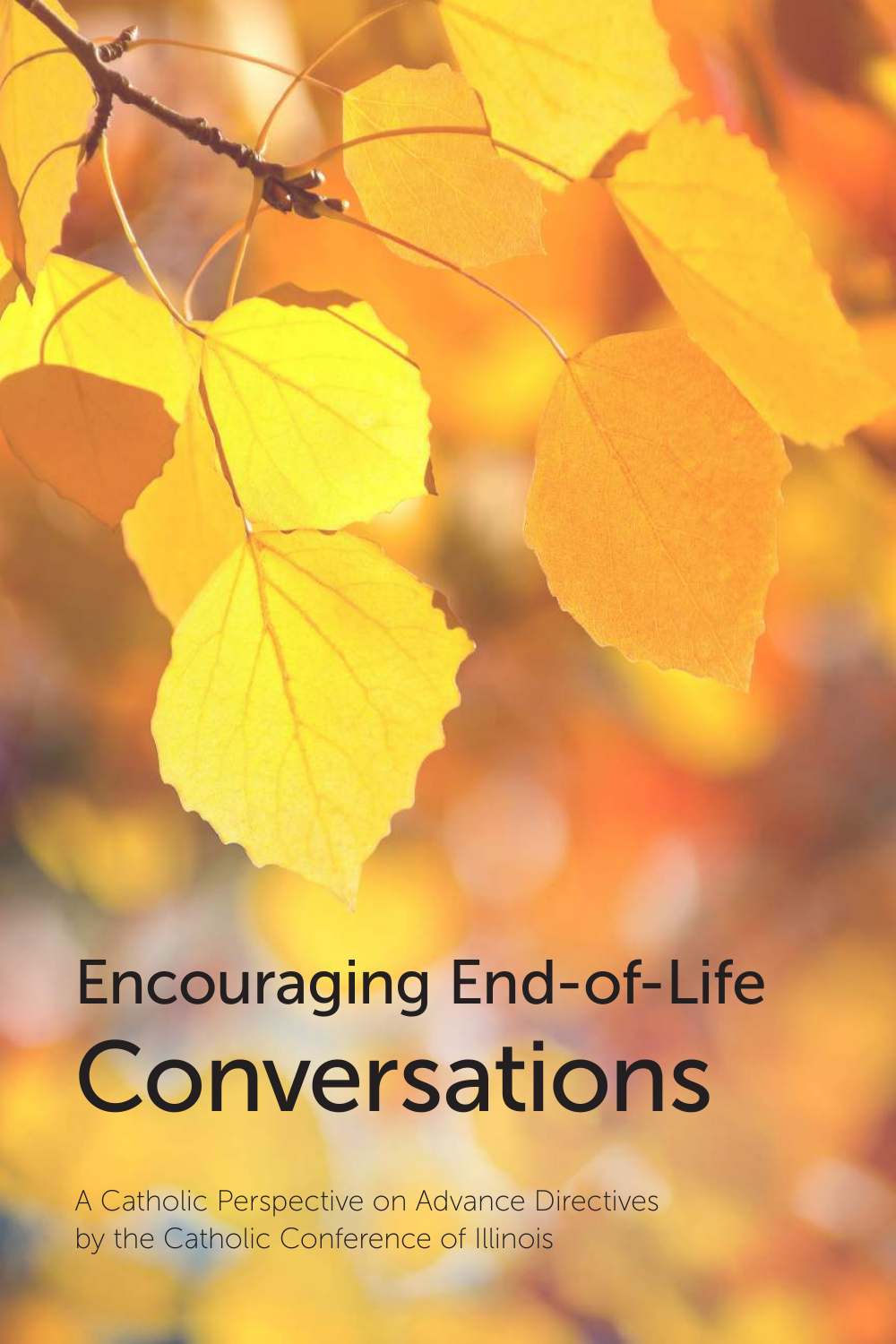# Encouraging End-of-Life Conversations

A Catholic Perspective on Advance Directives by the Catholic Conference of Illinois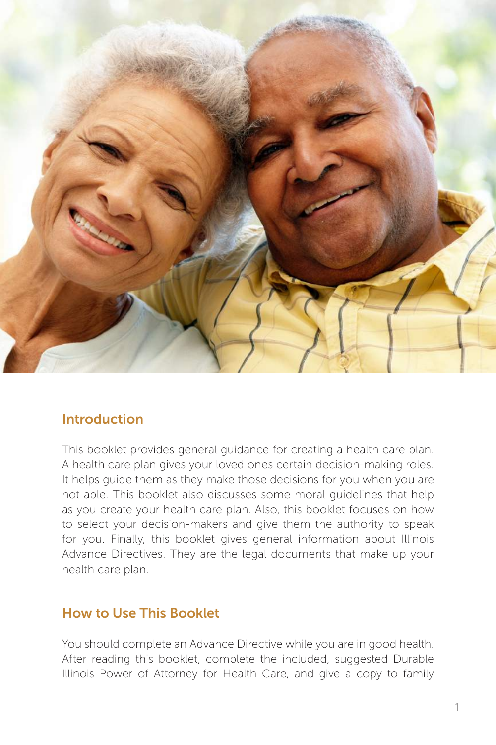## Introduction

This booklet provides general guidance for creating a health care plan. A health care plan gives your loved ones certain decision-making roles. It helps guide them as they make those decisions for you when you are not able. This booklet also discusses some moral guidelines that help as you create your health care plan. Also, this booklet focuses on how to select your decision-makers and give them the authority to speak for you. Finally, this booklet gives general information about Illinois Advance Directives. They are the legal documents that make up your health care plan.

## How to Use This Booklet

You should complete an Advance Directive while you are in good health. After reading this booklet, complete the included, suggested Durable Illinois Power of Attorney for Health Care, and give a copy to family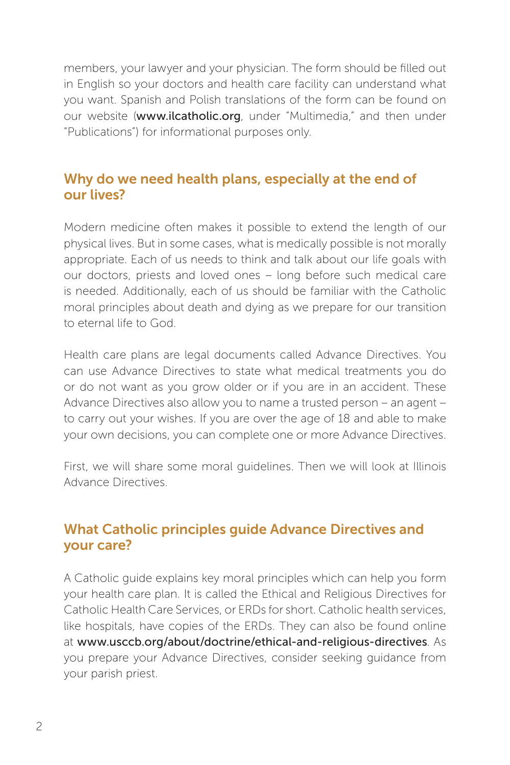members, your lawyer and your physician. The form should be filled out in English so your doctors and health care facility can understand what you want. Spanish and Polish translations of the form can be found on our website (**www.ilcatholic.org**, under "Multimedia," and then under "Publications") for informational purposes only.

## Why do we need health plans, especially at the end of our lives?

Modern medicine often makes it possible to extend the length of our physical lives. But in some cases, what is medically possible is not morally appropriate. Each of us needs to think and talk about our life goals with our doctors, priests and loved ones – long before such medical care is needed. Additionally, each of us should be familiar with the Catholic moral principles about death and dying as we prepare for our transition to eternal life to God.

Health care plans are legal documents called Advance Directives. You can use Advance Directives to state what medical treatments you do or do not want as you grow older or if you are in an accident. These Advance Directives also allow you to name a trusted person – an agent – to carry out your wishes. If you are over the age of 18 and able to make your own decisions, you can complete one or more Advance Directives.

First, we will share some moral guidelines. Then we will look at Illinois Advance Directives.

## What Catholic principles guide Advance Directives and your care?

A Catholic guide explains key moral principles which can help you form your health care plan. It is called the Ethical and Religious Directives for Catholic Health Care Services, or ERDs for short. Catholic health services, like hospitals, have copies of the ERDs. They can also be found online at **www.usccb.org/about/doctrine/ethical-and-religious-directives**. As you prepare your Advance Directives, consider seeking guidance from your parish priest.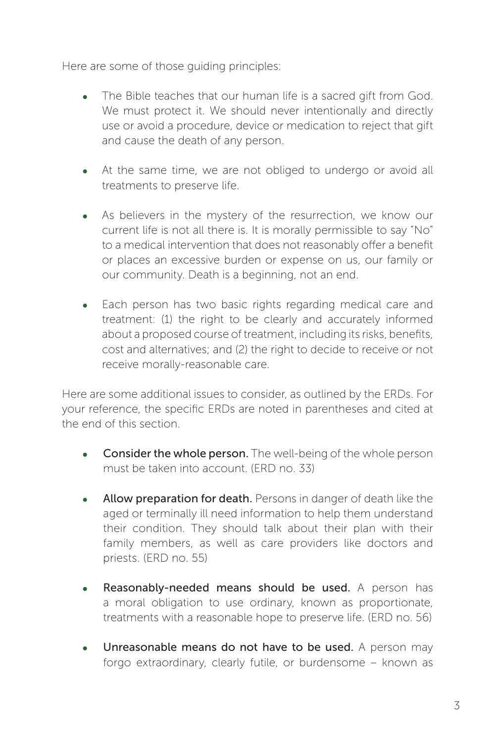Here are some of those guiding principles:

- The Bible teaches that our human life is a sacred gift from God. We must protect it. We should never intentionally and directly use or avoid a procedure, device or medication to reject that gift and cause the death of any person.

- At the same time, we are not obliged to undergo or avoid all treatments to preserve life.

- As believers in the mystery of the resurrection, we know our current life is not all there is. It is morally permissible to say "No" to a medical intervention that does not reasonably offer a benefit or places an excessive burden or expense on us, our family or our community. Death is a beginning, not an end.

- Each person has two basic rights regarding medical care and treatment: (1) the right to be clearly and accurately informed about a proposed course of treatment, including its risks, benefits, cost and alternatives; and (2) the right to decide to receive or not receive morally-reasonable care.

Here are some additional issues to consider, as outlined by the ERDs. For your reference, the specific ERDs are noted in parentheses and cited at the end of this section.

- **Consider the whole person.** The well-being of the whole person must be taken into account. (ERD no. 33)

- **Allow preparation for death.** Persons in danger of death like the aged or terminally ill need information to help them understand their condition. They should talk about their plan with their family members, as well as care providers like doctors and priests. (ERD no. 55)

- **Reasonably-needed means should be used.** A person has a moral obligation to use ordinary, known as proportionate, treatments with a reasonable hope to preserve life. (ERD no. 56)

- **Unreasonable means do not have to be used.** A person may forgo extraordinary, clearly futile, or burdensome – known as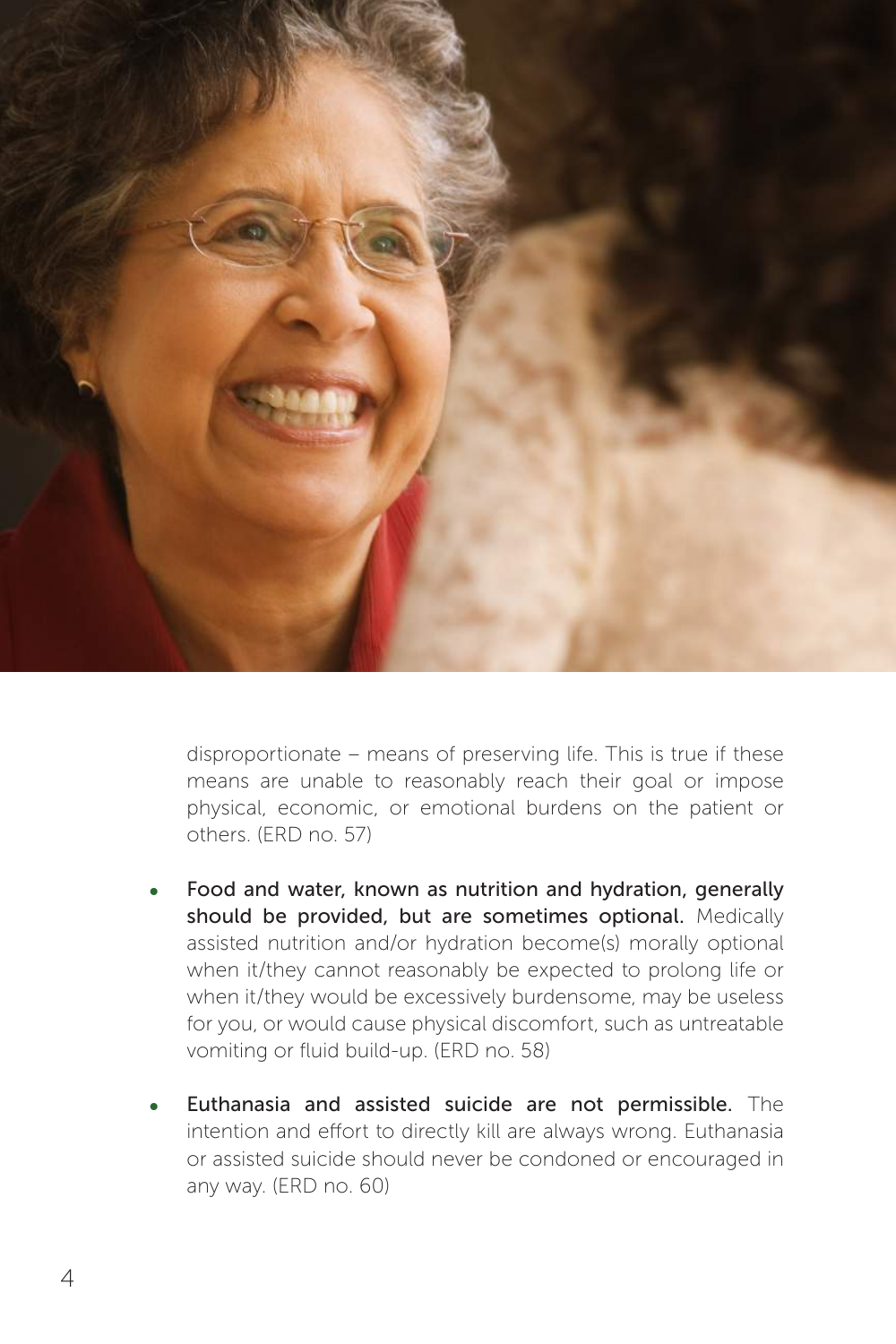disproportionate – means of preserving life. This is true if these means are unable to reasonably reach their goal or impose physical, economic, or emotional burdens on the patient or others. (ERD no. 57)

- **Food and water, known as nutrition and hydration, generally should be provided, but are sometimes optional.** Medically assisted nutrition and/or hydration become(s) morally optional when it/they cannot reasonably be expected to prolong life or when it/they would be excessively burdensome, may be useless for you, or would cause physical discomfort, such as untreatable vomiting or fluid build-up. (ERD no. 58)

- **Euthanasia and assisted suicide are not permissible.** The intention and effort to directly kill are always wrong. Euthanasia or assisted suicide should never be condoned or encouraged in any way. (ERD no. 60)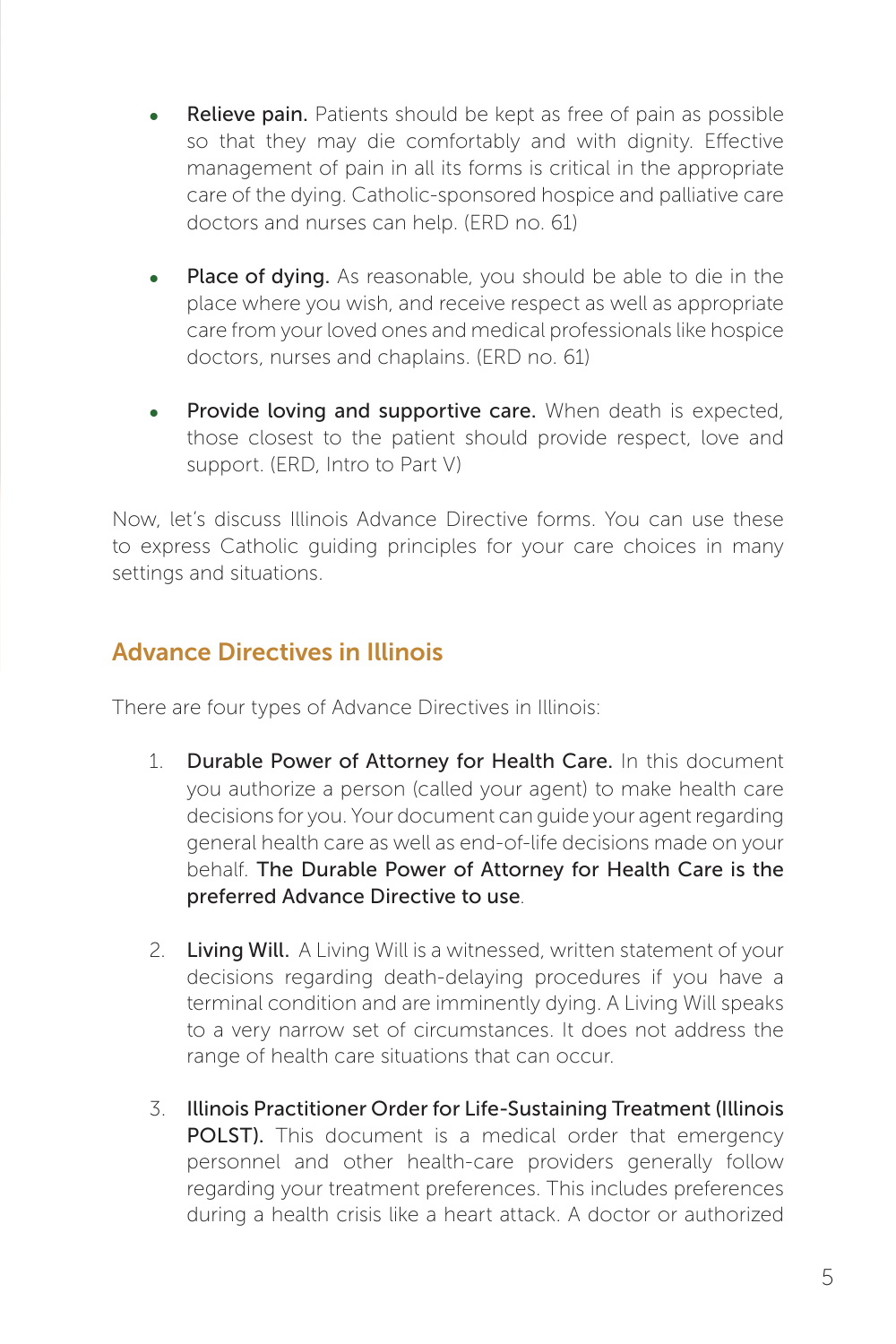- **Relieve pain.** Patients should be kept as free of pain as possible so that they may die comfortably and with dignity. Effective management of pain in all its forms is critical in the appropriate care of the dying. Catholic-sponsored hospice and palliative care doctors and nurses can help. (ERD no. 61)

- **Place of dying.** As reasonable, you should be able to die in the place where you wish, and receive respect as well as appropriate care from your loved ones and medical professionals like hospice doctors, nurses and chaplains. (ERD no. 61)

- **Provide loving and supportive care.** When death is expected, those closest to the patient should provide respect, love and support. (ERD, Intro to Part V)

Now, let's discuss Illinois Advance Directive forms. You can use these to express Catholic guiding principles for your care choices in many settings and situations.

## Advance Directives in Illinois

There are four types of Advance Directives in Illinois:

1. **Durable Power of Attorney for Health Care.** In this document you authorize a person (called your agent) to make health care decisions for you. Your document can guide your agent regarding general health care as well as end-of-life decisions made on your behalf. **The Durable Power of Attorney for Health Care is the preferred Advance Directive to use**.

2. **Living Will.** A Living Will is a witnessed, written statement of your decisions regarding death-delaying procedures if you have a terminal condition and are imminently dying. A Living Will speaks to a very narrow set of circumstances. It does not address the range of health care situations that can occur.

3. **Illinois Practitioner Order for Life-Sustaining Treatment (Illinois POLST).** This document is a medical order that emergency personnel and other health-care providers generally follow regarding your treatment preferences. This includes preferences during a health crisis like a heart attack. A doctor or authorized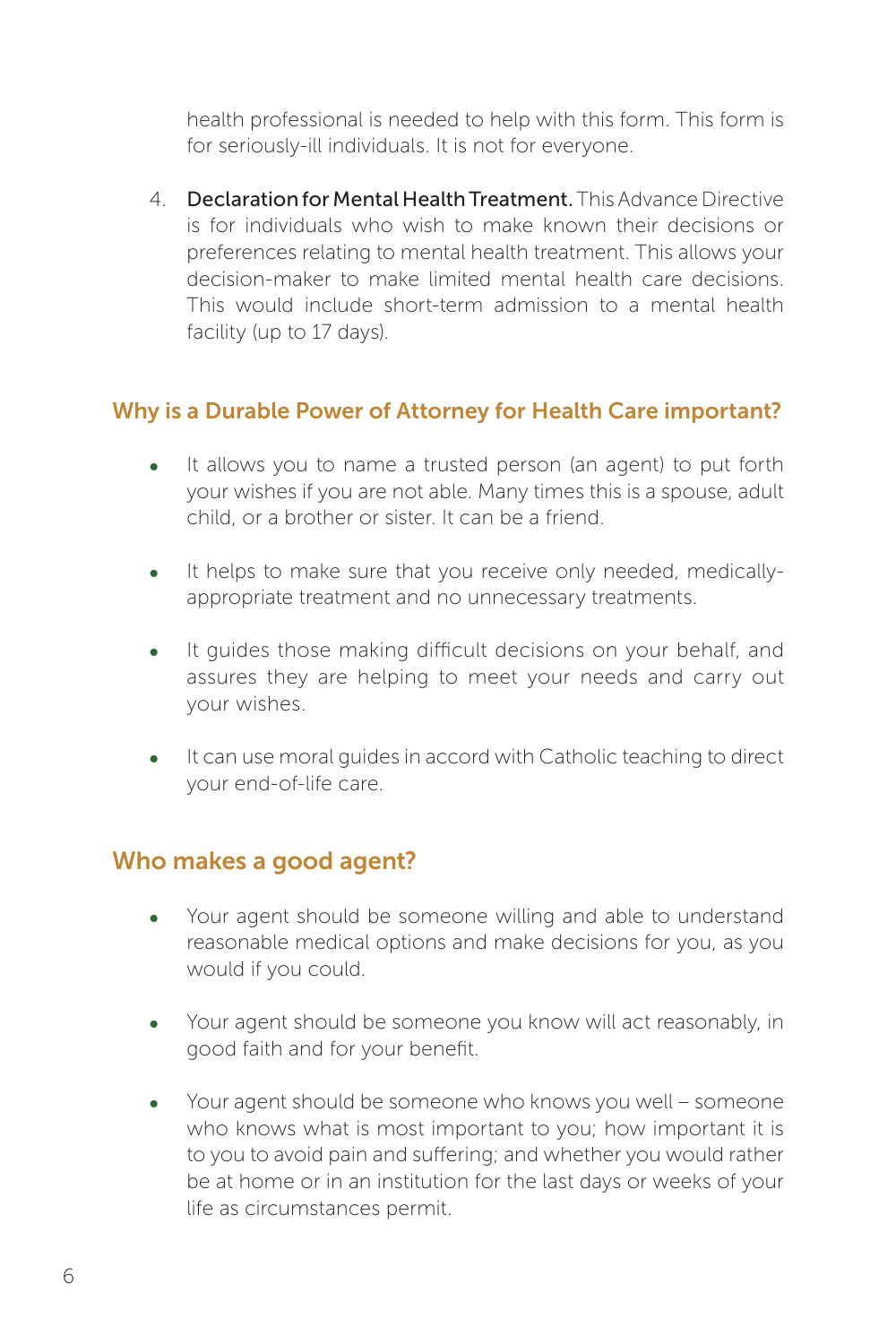health professional is needed to help with this form. This form is for seriously-ill individuals. It is not for everyone.

4. **Declaration for Mental Health Treatment.** This Advance Directive is for individuals who wish to make known their decisions or preferences relating to mental health treatment. This allows your decision-maker to make limited mental health care decisions. This would include short-term admission to a mental health facility (up to 17 days).

## Why is a Durable Power of Attorney for Health Care important?

- It allows you to name a trusted person (an agent) to put forth your wishes if you are not able. Many times this is a spouse, adult child, or a brother or sister. It can be a friend.
- It helps to make sure that you receive only needed, medically-appropriate treatment and no unnecessary treatments.
- It guides those making difficult decisions on your behalf, and assures they are helping to meet your needs and carry out your wishes.
- It can use moral guides in accord with Catholic teaching to direct your end-of-life care.

## Who makes a good agent?

- Your agent should be someone willing and able to understand reasonable medical options and make decisions for you, as you would if you could.
- Your agent should be someone you know will act reasonably, in good faith and for your benefit.
- Your agent should be someone who knows you well – someone who knows what is most important to you; how important it is to you to avoid pain and suffering; and whether you would rather be at home or in an institution for the last days or weeks of your life as circumstances permit.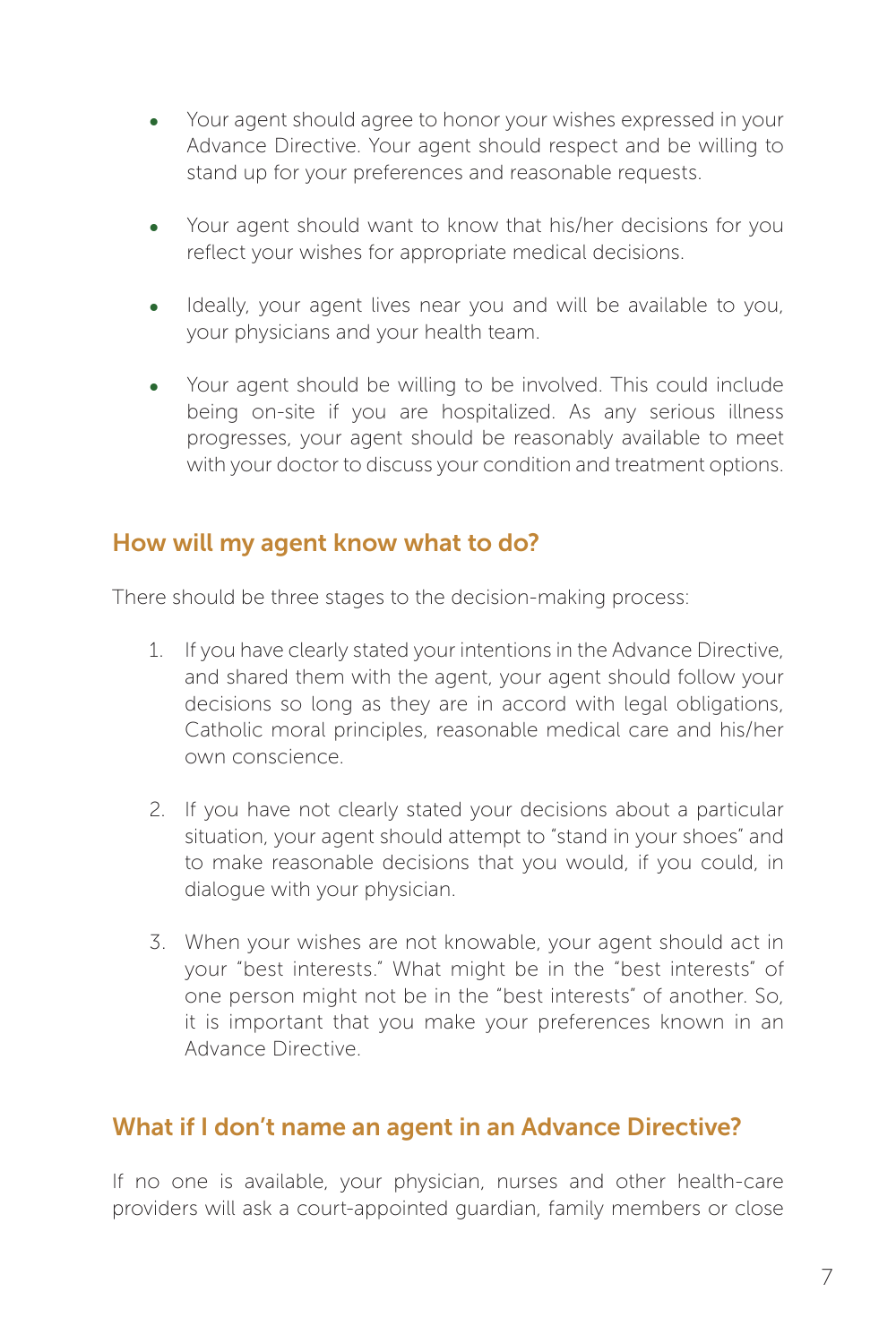- Your agent should agree to honor your wishes expressed in your Advance Directive. Your agent should respect and be willing to stand up for your preferences and reasonable requests.
- Your agent should want to know that his/her decisions for you reflect your wishes for appropriate medical decisions.
- Ideally, your agent lives near you and will be available to you, your physicians and your health team.
- Your agent should be willing to be involved. This could include being on-site if you are hospitalized. As any serious illness progresses, your agent should be reasonably available to meet with your doctor to discuss your condition and treatment options.

## How will my agent know what to do?

There should be three stages to the decision-making process:

1. If you have clearly stated your intentions in the Advance Directive, and shared them with the agent, your agent should follow your decisions so long as they are in accord with legal obligations, Catholic moral principles, reasonable medical care and his/her own conscience.
2. If you have not clearly stated your decisions about a particular situation, your agent should attempt to "stand in your shoes" and to make reasonable decisions that you would, if you could, in dialogue with your physician.
3. When your wishes are not knowable, your agent should act in your "best interests." What might be in the "best interests" of one person might not be in the "best interests" of another. So, it is important that you make your preferences known in an Advance Directive.

## What if I don't name an agent in an Advance Directive?

If no one is available, your physician, nurses and other health-care providers will ask a court-appointed guardian, family members or close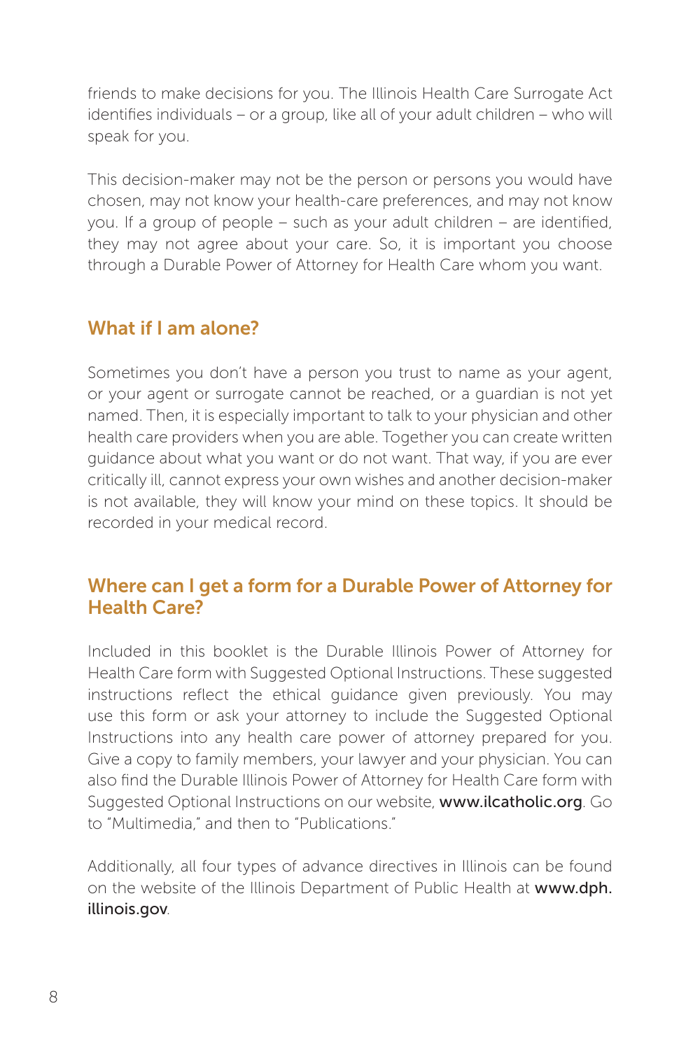friends to make decisions for you. The Illinois Health Care Surrogate Act identifies individuals – or a group, like all of your adult children – who will speak for you.

This decision-maker may not be the person or persons you would have chosen, may not know your health-care preferences, and may not know you. If a group of people – such as your adult children – are identified, they may not agree about your care. So, it is important you choose through a Durable Power of Attorney for Health Care whom you want.

## What if I am alone?

Sometimes you don't have a person you trust to name as your agent, or your agent or surrogate cannot be reached, or a guardian is not yet named. Then, it is especially important to talk to your physician and other health care providers when you are able. Together you can create written guidance about what you want or do not want. That way, if you are ever critically ill, cannot express your own wishes and another decision-maker is not available, they will know your mind on these topics. It should be recorded in your medical record.

## Where can I get a form for a Durable Power of Attorney for Health Care?

Included in this booklet is the Durable Illinois Power of Attorney for Health Care form with Suggested Optional Instructions. These suggested instructions reflect the ethical guidance given previously. You may use this form or ask your attorney to include the Suggested Optional Instructions into any health care power of attorney prepared for you. Give a copy to family members, your lawyer and your physician. You can also find the Durable Illinois Power of Attorney for Health Care form with Suggested Optional Instructions on our website, **www.ilcatholic.org**. Go to "Multimedia," and then to "Publications."

Additionally, all four types of advance directives in Illinois can be found on the website of the Illinois Department of Public Health at **www.dph.illinois.gov**.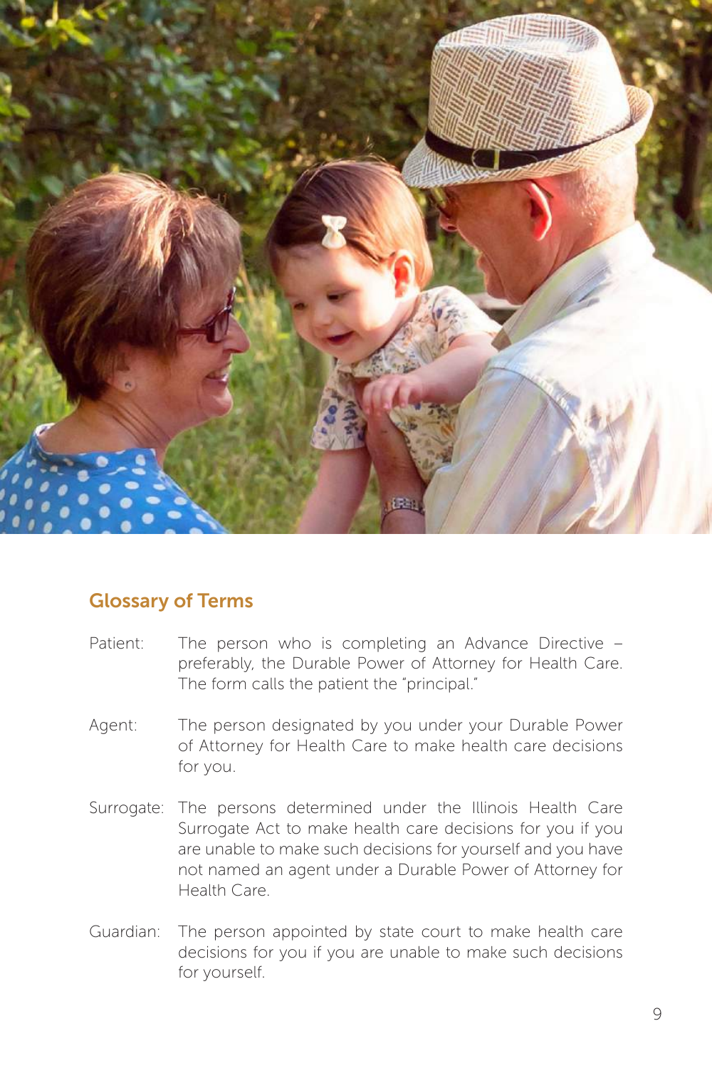## Glossary of Terms

Patient: The person who is completing an Advance Directive – preferably, the Durable Power of Attorney for Health Care. The form calls the patient the "principal."

Agent: The person designated by you under your Durable Power of Attorney for Health Care to make health care decisions for you.

Surrogate: The persons determined under the Illinois Health Care Surrogate Act to make health care decisions for you if you are unable to make such decisions for yourself and you have not named an agent under a Durable Power of Attorney for Health Care.

Guardian: The person appointed by state court to make health care decisions for you if you are unable to make such decisions for yourself.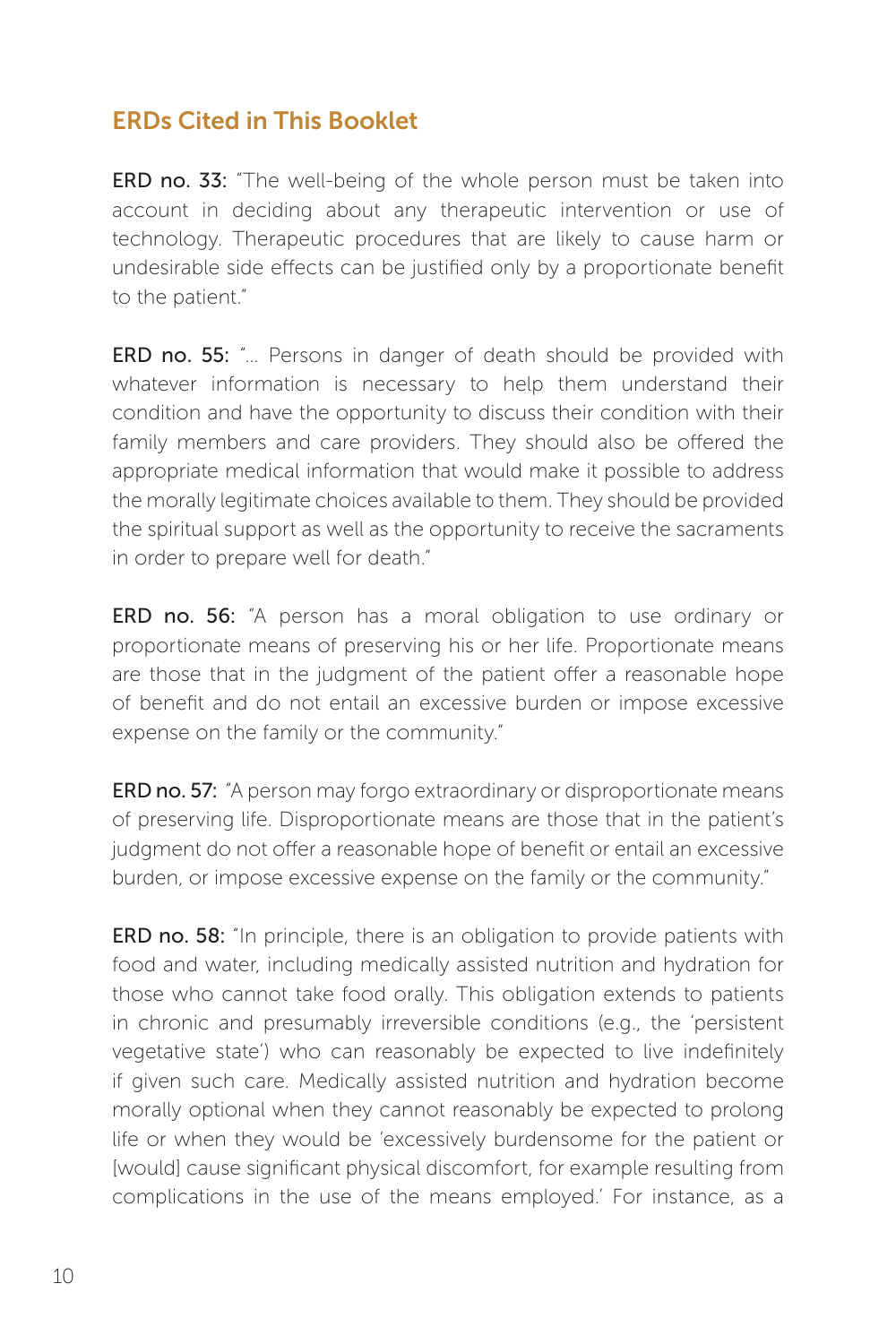## ERDs Cited in This Booklet

**ERD no. 33:** "The well-being of the whole person must be taken into account in deciding about any therapeutic intervention or use of technology. Therapeutic procedures that are likely to cause harm or undesirable side effects can be justified only by a proportionate benefit to the patient."

**ERD no. 55:** "... Persons in danger of death should be provided with whatever information is necessary to help them understand their condition and have the opportunity to discuss their condition with their family members and care providers. They should also be offered the appropriate medical information that would make it possible to address the morally legitimate choices available to them. They should be provided the spiritual support as well as the opportunity to receive the sacraments in order to prepare well for death."

**ERD no. 56:** "A person has a moral obligation to use ordinary or proportionate means of preserving his or her life. Proportionate means are those that in the judgment of the patient offer a reasonable hope of benefit and do not entail an excessive burden or impose excessive expense on the family or the community."

**ERD no. 57:** "A person may forgo extraordinary or disproportionate means of preserving life. Disproportionate means are those that in the patient's judgment do not offer a reasonable hope of benefit or entail an excessive burden, or impose excessive expense on the family or the community."

**ERD no. 58:** "In principle, there is an obligation to provide patients with food and water, including medically assisted nutrition and hydration for those who cannot take food orally. This obligation extends to patients in chronic and presumably irreversible conditions (e.g., the 'persistent vegetative state') who can reasonably be expected to live indefinitely if given such care. Medically assisted nutrition and hydration become morally optional when they cannot reasonably be expected to prolong life or when they would be 'excessively burdensome for the patient or [would] cause significant physical discomfort, for example resulting from complications in the use of the means employed.' For instance, as a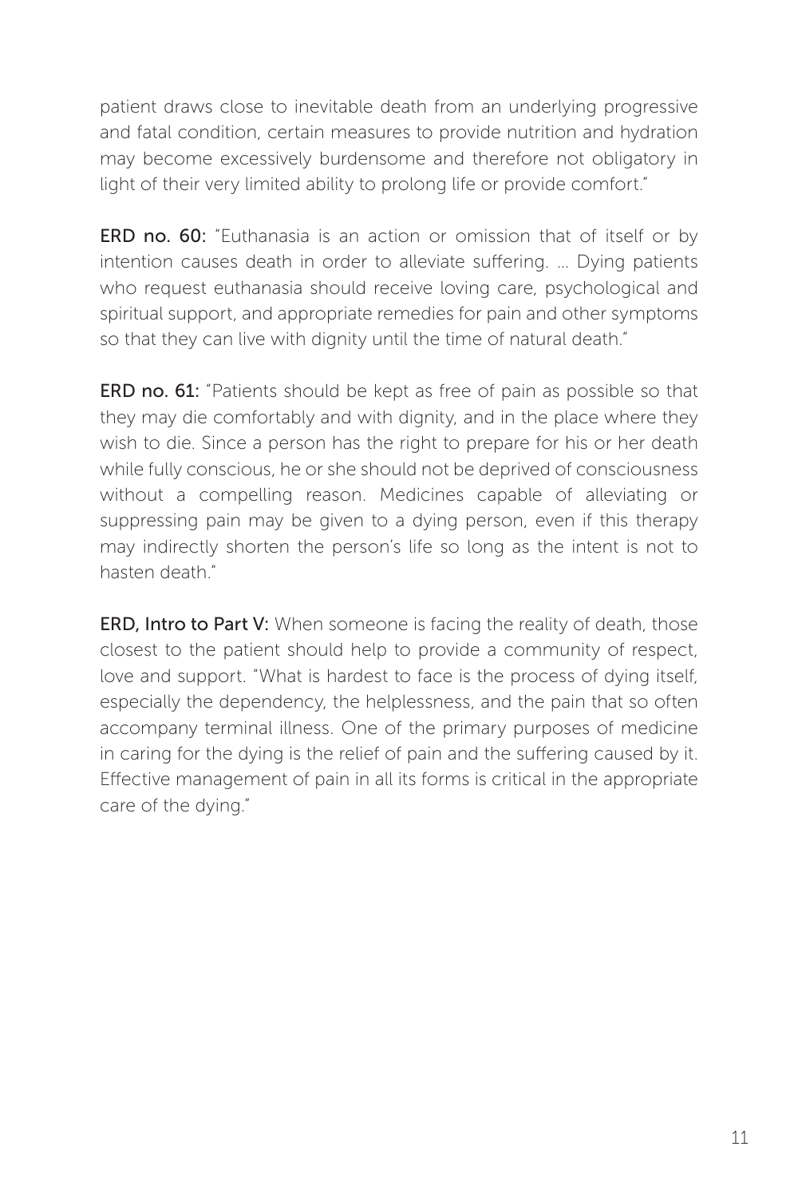patient draws close to inevitable death from an underlying progressive and fatal condition, certain measures to provide nutrition and hydration may become excessively burdensome and therefore not obligatory in light of their very limited ability to prolong life or provide comfort."

**ERD no. 60:** "Euthanasia is an action or omission that of itself or by intention causes death in order to alleviate suffering. ... Dying patients who request euthanasia should receive loving care, psychological and spiritual support, and appropriate remedies for pain and other symptoms so that they can live with dignity until the time of natural death."

**ERD no. 61:** "Patients should be kept as free of pain as possible so that they may die comfortably and with dignity, and in the place where they wish to die. Since a person has the right to prepare for his or her death while fully conscious, he or she should not be deprived of consciousness without a compelling reason. Medicines capable of alleviating or suppressing pain may be given to a dying person, even if this therapy may indirectly shorten the person's life so long as the intent is not to hasten death."

**ERD, Intro to Part V:** When someone is facing the reality of death, those closest to the patient should help to provide a community of respect, love and support. "What is hardest to face is the process of dying itself, especially the dependency, the helplessness, and the pain that so often accompany terminal illness. One of the primary purposes of medicine in caring for the dying is the relief of pain and the suffering caused by it. Effective management of pain in all its forms is critical in the appropriate care of the dying."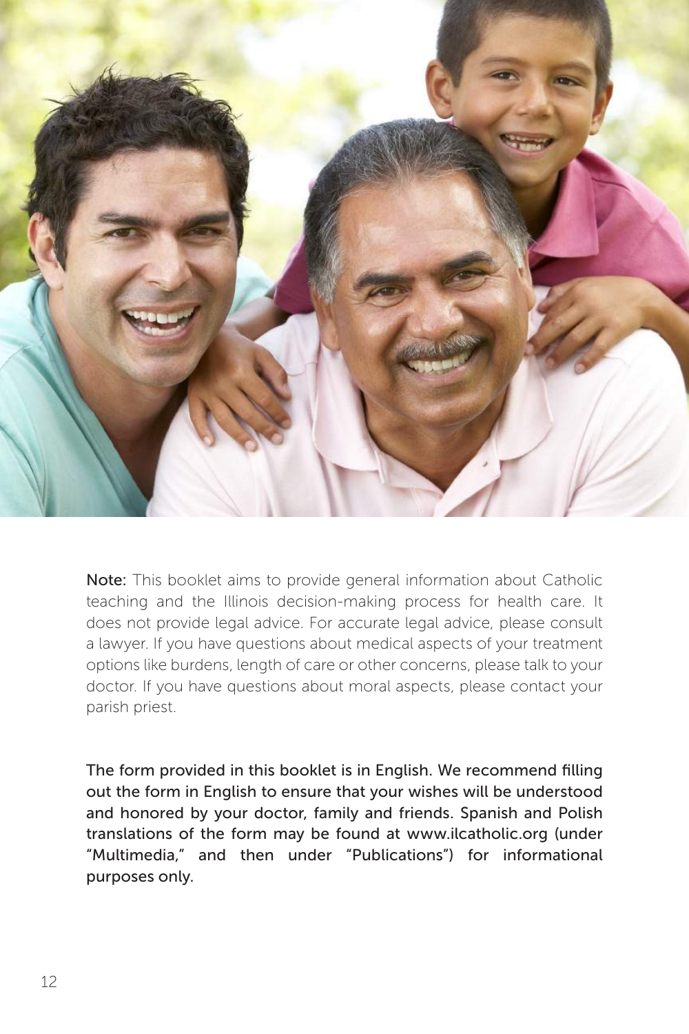**Note:** This booklet aims to provide general information about Catholic teaching and the Illinois decision-making process for health care. It does not provide legal advice. For accurate legal advice, please consult a lawyer. If you have questions about medical aspects of your treatment options like burdens, length of care or other concerns, please talk to your doctor. If you have questions about moral aspects, please contact your parish priest.

The form provided in this booklet is in English. We recommend filling out the form in English to ensure that your wishes will be understood and honored by your doctor, family and friends. Spanish and Polish translations of the form may be found at www.ilcatholic.org (under "Multimedia," and then under "Publications") for informational purposes only.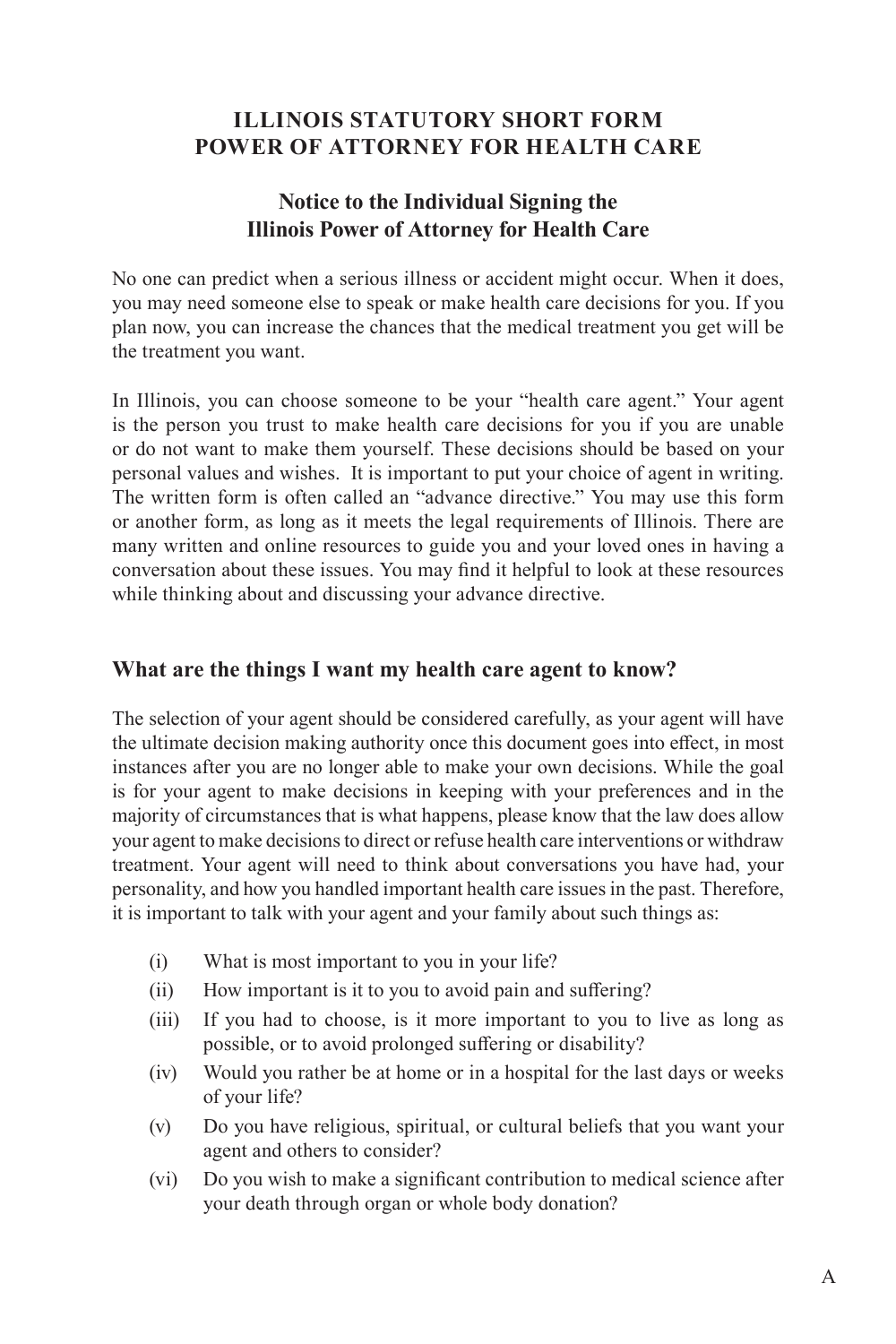# ILLINOIS STATUTORY SHORT FORM POWER OF ATTORNEY FOR HEALTH CARE

## Notice to the Individual Signing the Illinois Power of Attorney for Health Care

No one can predict when a serious illness or accident might occur. When it does, you may need someone else to speak or make health care decisions for you. If you plan now, you can increase the chances that the medical treatment you get will be the treatment you want.

In Illinois, you can choose someone to be your "health care agent." Your agent is the person you trust to make health care decisions for you if you are unable or do not want to make them yourself. These decisions should be based on your personal values and wishes. It is important to put your choice of agent in writing. The written form is often called an "advance directive." You may use this form or another form, as long as it meets the legal requirements of Illinois. There are many written and online resources to guide you and your loved ones in having a conversation about these issues. You may find it helpful to look at these resources while thinking about and discussing your advance directive.

### What are the things I want my health care agent to know?

The selection of your agent should be considered carefully, as your agent will have the ultimate decision making authority once this document goes into effect, in most instances after you are no longer able to make your own decisions. While the goal is for your agent to make decisions in keeping with your preferences and in the majority of circumstances that is what happens, please know that the law does allow your agent to make decisions to direct or refuse health care interventions or withdraw treatment. Your agent will need to think about conversations you have had, your personality, and how you handled important health care issues in the past. Therefore, it is important to talk with your agent and your family about such things as:

(i) What is most important to you in your life?

(ii) How important is it to you to avoid pain and suffering?

(iii) If you had to choose, is it more important to you to live as long as possible, or to avoid prolonged suffering or disability?

(iv) Would you rather be at home or in a hospital for the last days or weeks of your life?

(v) Do you have religious, spiritual, or cultural beliefs that you want your agent and others to consider?

(vi) Do you wish to make a significant contribution to medical science after your death through organ or whole body donation?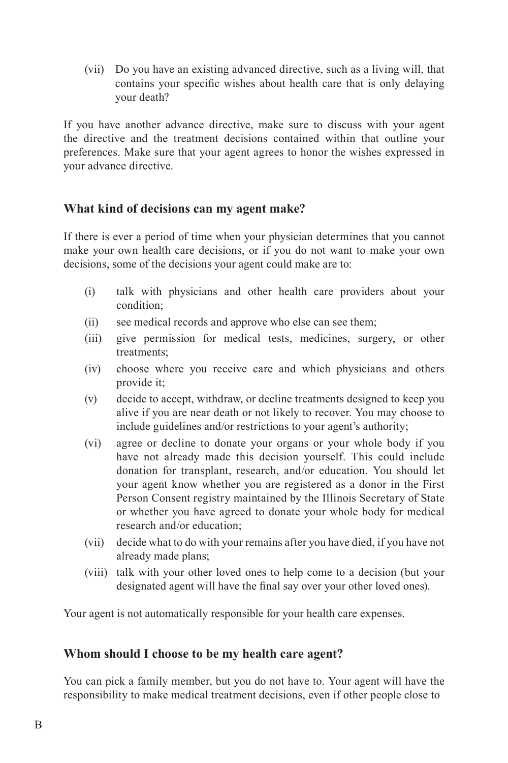(vii) Do you have an existing advanced directive, such as a living will, that contains your specific wishes about health care that is only delaying your death?

If you have another advance directive, make sure to discuss with your agent the directive and the treatment decisions contained within that outline your preferences. Make sure that your agent agrees to honor the wishes expressed in your advance directive.

### What kind of decisions can my agent make?

If there is ever a period of time when your physician determines that you cannot make your own health care decisions, or if you do not want to make your own decisions, some of the decisions your agent could make are to:

(i) talk with physicians and other health care providers about your condition;

(ii) see medical records and approve who else can see them;

(iii) give permission for medical tests, medicines, surgery, or other treatments;

(iv) choose where you receive care and which physicians and others provide it;

(v) decide to accept, withdraw, or decline treatments designed to keep you alive if you are near death or not likely to recover. You may choose to include guidelines and/or restrictions to your agent's authority;

(vi) agree or decline to donate your organs or your whole body if you have not already made this decision yourself. This could include donation for transplant, research, and/or education. You should let your agent know whether you are registered as a donor in the First Person Consent registry maintained by the Illinois Secretary of State or whether you have agreed to donate your whole body for medical research and/or education;

(vii) decide what to do with your remains after you have died, if you have not already made plans;

(viii) talk with your other loved ones to help come to a decision (but your designated agent will have the final say over your other loved ones).

Your agent is not automatically responsible for your health care expenses.

### Whom should I choose to be my health care agent?

You can pick a family member, but you do not have to. Your agent will have the responsibility to make medical treatment decisions, even if other people close to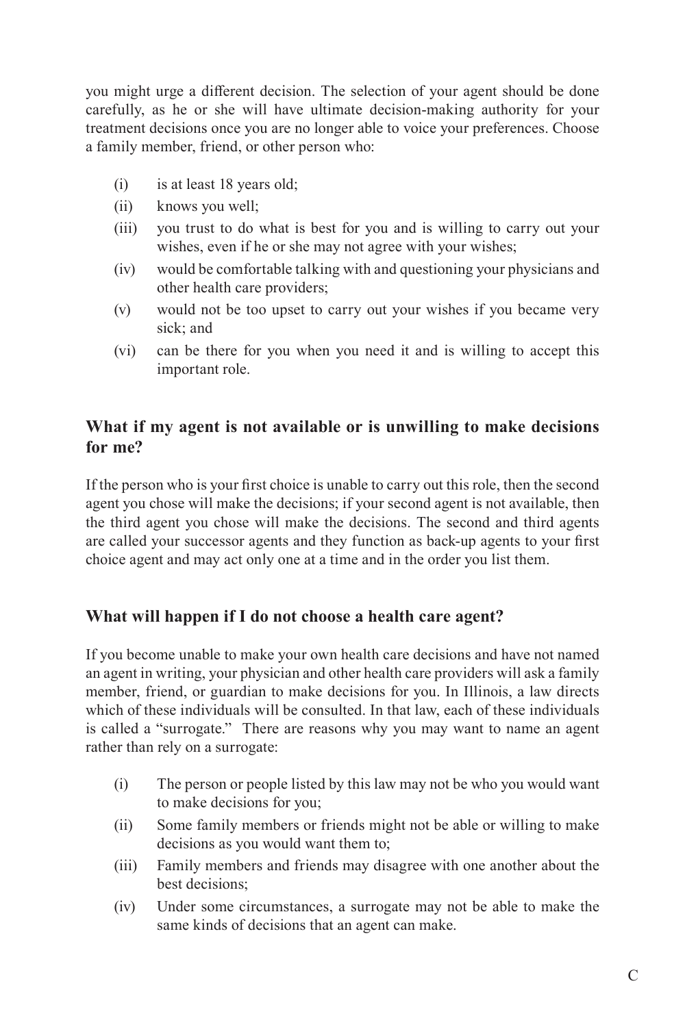you might urge a different decision. The selection of your agent should be done carefully, as he or she will have ultimate decision-making authority for your treatment decisions once you are no longer able to voice your preferences. Choose a family member, friend, or other person who:

- (i) is at least 18 years old;
- (ii) knows you well;
- (iii) you trust to do what is best for you and is willing to carry out your wishes, even if he or she may not agree with your wishes;
- (iv) would be comfortable talking with and questioning your physicians and other health care providers;
- (v) would not be too upset to carry out your wishes if you became very sick; and
- (vi) can be there for you when you need it and is willing to accept this important role.

## What if my agent is not available or is unwilling to make decisions for me?

If the person who is your first choice is unable to carry out this role, then the second agent you chose will make the decisions; if your second agent is not available, then the third agent you chose will make the decisions. The second and third agents are called your successor agents and they function as back-up agents to your first choice agent and may act only one at a time and in the order you list them.

## What will happen if I do not choose a health care agent?

If you become unable to make your own health care decisions and have not named an agent in writing, your physician and other health care providers will ask a family member, friend, or guardian to make decisions for you. In Illinois, a law directs which of these individuals will be consulted. In that law, each of these individuals is called a "surrogate." There are reasons why you may want to name an agent rather than rely on a surrogate:

- (i) The person or people listed by this law may not be who you would want to make decisions for you;
- (ii) Some family members or friends might not be able or willing to make decisions as you would want them to;
- (iii) Family members and friends may disagree with one another about the best decisions;
- (iv) Under some circumstances, a surrogate may not be able to make the same kinds of decisions that an agent can make.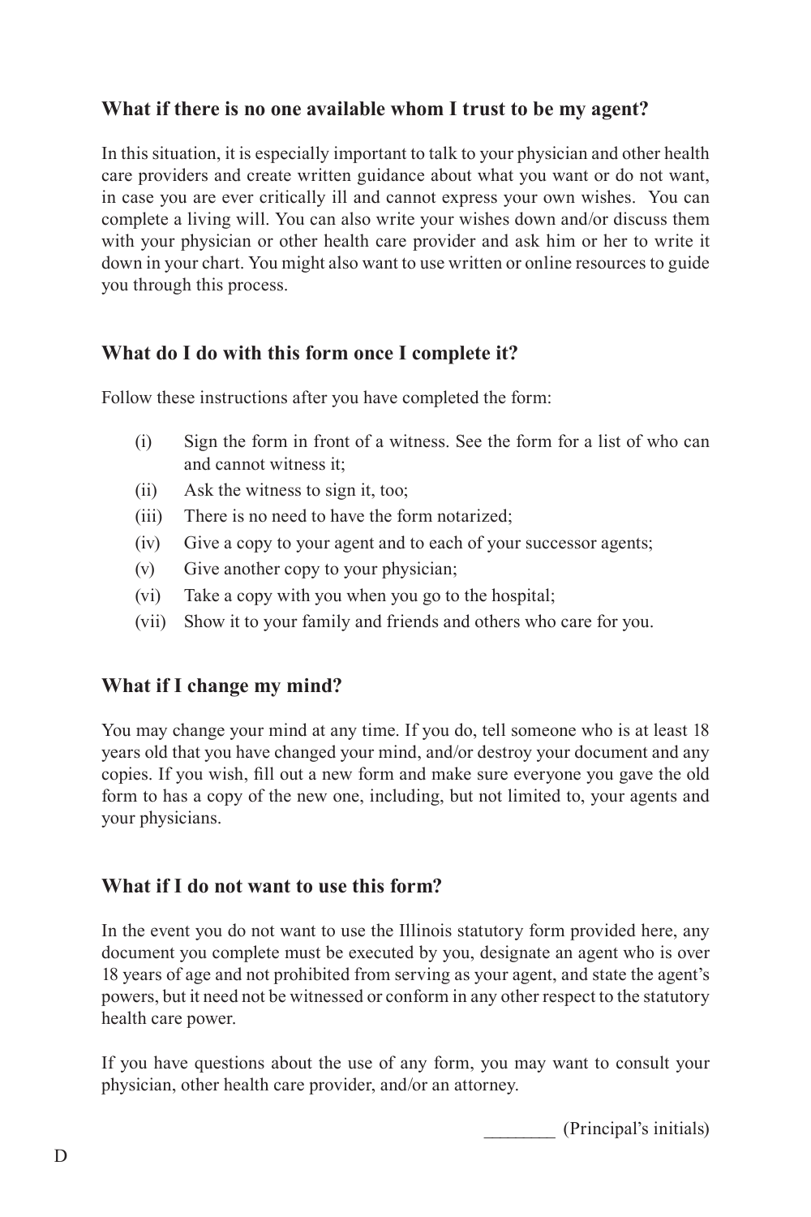### What if there is no one available whom I trust to be my agent?

In this situation, it is especially important to talk to your physician and other health care providers and create written guidance about what you want or do not want, in case you are ever critically ill and cannot express your own wishes. You can complete a living will. You can also write your wishes down and/or discuss them with your physician or other health care provider and ask him or her to write it down in your chart. You might also want to use written or online resources to guide you through this process.

### What do I do with this form once I complete it?

Follow these instructions after you have completed the form:

- (i) Sign the form in front of a witness. See the form for a list of who can and cannot witness it;
- (ii) Ask the witness to sign it, too;
- (iii) There is no need to have the form notarized;
- (iv) Give a copy to your agent and to each of your successor agents;
- (v) Give another copy to your physician;
- (vi) Take a copy with you when you go to the hospital;
- (vii) Show it to your family and friends and others who care for you.

### What if I change my mind?

You may change your mind at any time. If you do, tell someone who is at least 18 years old that you have changed your mind, and/or destroy your document and any copies. If you wish, fill out a new form and make sure everyone you gave the old form to has a copy of the new one, including, but not limited to, your agents and your physicians.

### What if I do not want to use this form?

In the event you do not want to use the Illinois statutory form provided here, any document you complete must be executed by you, designate an agent who is over 18 years of age and not prohibited from serving as your agent, and state the agent's powers, but it need not be witnessed or conform in any other respect to the statutory health care power.

If you have questions about the use of any form, you may want to consult your physician, other health care provider, and/or an attorney.

________ (Principal's initials)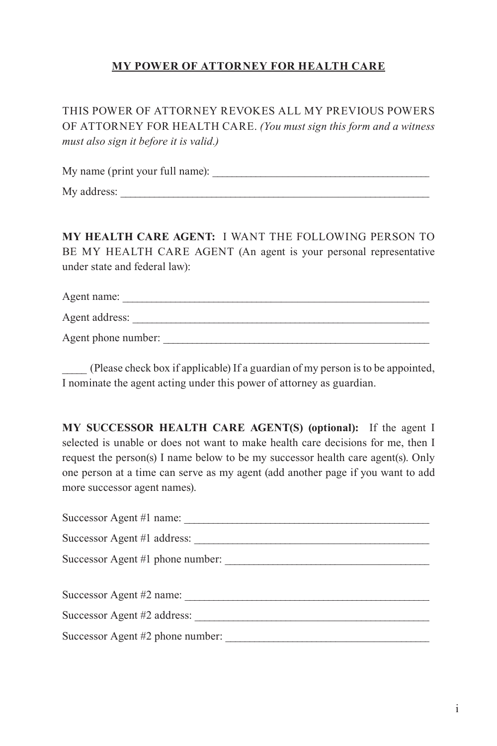## MY POWER OF ATTORNEY FOR HEALTH CARE

THIS POWER OF ATTORNEY REVOKES ALL MY PREVIOUS POWERS OF ATTORNEY FOR HEALTH CARE. *(You must sign this form and a witness must also sign it before it is valid.)*

My name (print your full name): _______________________________________

My address: _________________________________________________________

**MY HEALTH CARE AGENT:** I WANT THE FOLLOWING PERSON TO BE MY HEALTH CARE AGENT (An agent is your personal representative under state and federal law):

Agent name: _________________________________________________________

Agent address: _______________________________________________________

Agent phone number: __________________________________________________

_____ (Please check box if applicable) If a guardian of my person is to be appointed, I nominate the agent acting under this power of attorney as guardian.

**MY SUCCESSOR HEALTH CARE AGENT(S) (optional):** If the agent I selected is unable or does not want to make health care decisions for me, then I request the person(s) I name below to be my successor health care agent(s). Only one person at a time can serve as my agent (add another page if you want to add more successor agent names).

Successor Agent #1 name: _____________________________________________

Successor Agent #1 address: ___________________________________________

Successor Agent #1 phone number: _____________________________________

Successor Agent #2 name: _____________________________________________

Successor Agent #2 address: ___________________________________________

Successor Agent #2 phone number: _____________________________________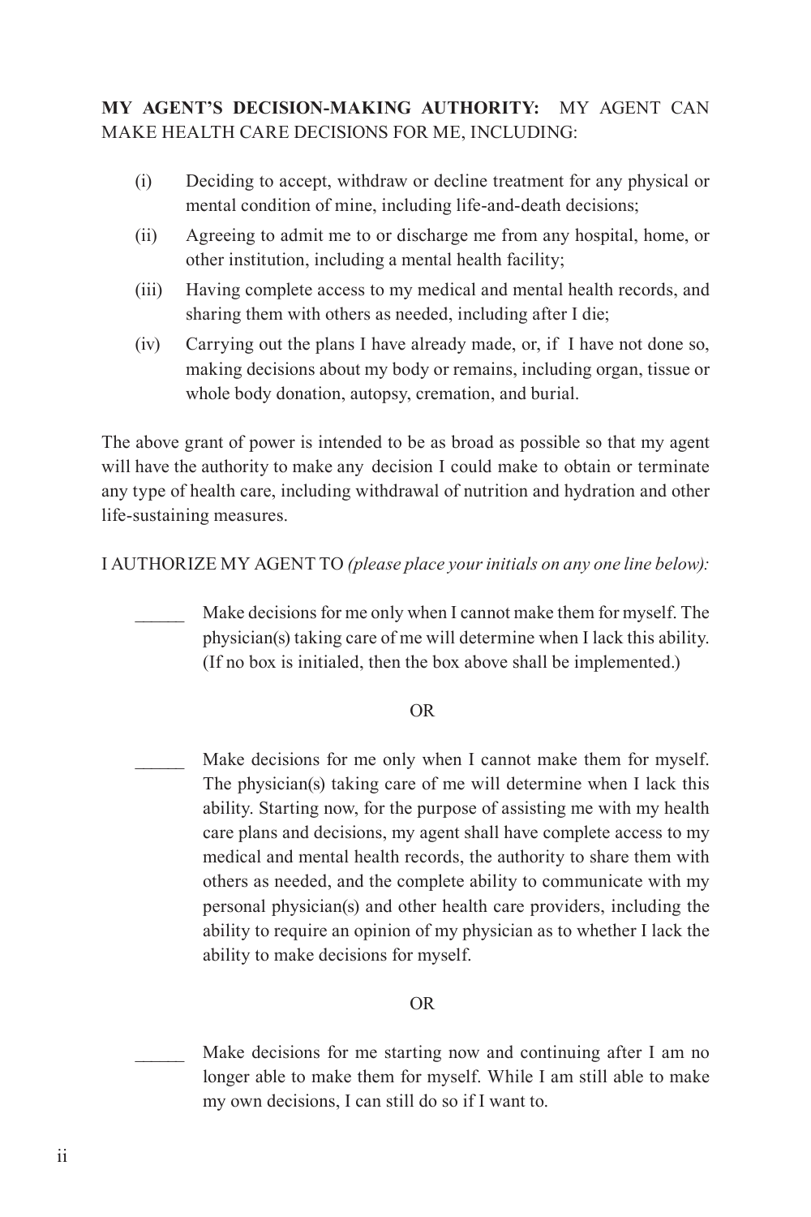**MY AGENT'S DECISION-MAKING AUTHORITY:** MY AGENT CAN MAKE HEALTH CARE DECISIONS FOR ME, INCLUDING:

(i) Deciding to accept, withdraw or decline treatment for any physical or mental condition of mine, including life-and-death decisions;

(ii) Agreeing to admit me to or discharge me from any hospital, home, or other institution, including a mental health facility;

(iii) Having complete access to my medical and mental health records, and sharing them with others as needed, including after I die;

(iv) Carrying out the plans I have already made, or, if I have not done so, making decisions about my body or remains, including organ, tissue or whole body donation, autopsy, cremation, and burial.

The above grant of power is intended to be as broad as possible so that my agent will have the authority to make any decision I could make to obtain or terminate any type of health care, including withdrawal of nutrition and hydration and other life-sustaining measures.

I AUTHORIZE MY AGENT TO *(please place your initials on any one line below):*

_____ Make decisions for me only when I cannot make them for myself. The physician(s) taking care of me will determine when I lack this ability. (If no box is initialed, then the box above shall be implemented.)

OR

_____ Make decisions for me only when I cannot make them for myself. The physician(s) taking care of me will determine when I lack this ability. Starting now, for the purpose of assisting me with my health care plans and decisions, my agent shall have complete access to my medical and mental health records, the authority to share them with others as needed, and the complete ability to communicate with my personal physician(s) and other health care providers, including the ability to require an opinion of my physician as to whether I lack the ability to make decisions for myself.

OR

_____ Make decisions for me starting now and continuing after I am no longer able to make them for myself. While I am still able to make my own decisions, I can still do so if I want to.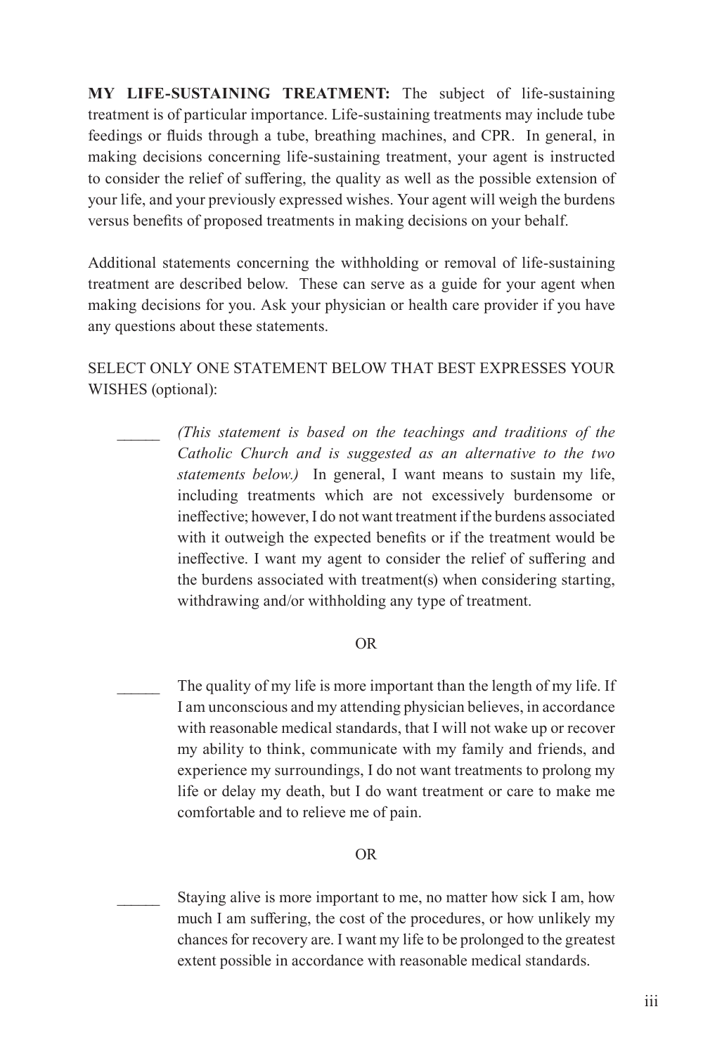**MY LIFE-SUSTAINING TREATMENT:** The subject of life-sustaining treatment is of particular importance. Life-sustaining treatments may include tube feedings or fluids through a tube, breathing machines, and CPR. In general, in making decisions concerning life-sustaining treatment, your agent is instructed to consider the relief of suffering, the quality as well as the possible extension of your life, and your previously expressed wishes. Your agent will weigh the burdens versus benefits of proposed treatments in making decisions on your behalf.

Additional statements concerning the withholding or removal of life-sustaining treatment are described below. These can serve as a guide for your agent when making decisions for you. Ask your physician or health care provider if you have any questions about these statements.

SELECT ONLY ONE STATEMENT BELOW THAT BEST EXPRESSES YOUR WISHES (optional):

_____ *(This statement is based on the teachings and traditions of the Catholic Church and is suggested as an alternative to the two statements below.)* In general, I want means to sustain my life, including treatments which are not excessively burdensome or ineffective; however, I do not want treatment if the burdens associated with it outweigh the expected benefits or if the treatment would be ineffective. I want my agent to consider the relief of suffering and the burdens associated with treatment(s) when considering starting, withdrawing and/or withholding any type of treatment.

OR

_____ The quality of my life is more important than the length of my life. If I am unconscious and my attending physician believes, in accordance with reasonable medical standards, that I will not wake up or recover my ability to think, communicate with my family and friends, and experience my surroundings, I do not want treatments to prolong my life or delay my death, but I do want treatment or care to make me comfortable and to relieve me of pain.

OR

_____ Staying alive is more important to me, no matter how sick I am, how much I am suffering, the cost of the procedures, or how unlikely my chances for recovery are. I want my life to be prolonged to the greatest extent possible in accordance with reasonable medical standards.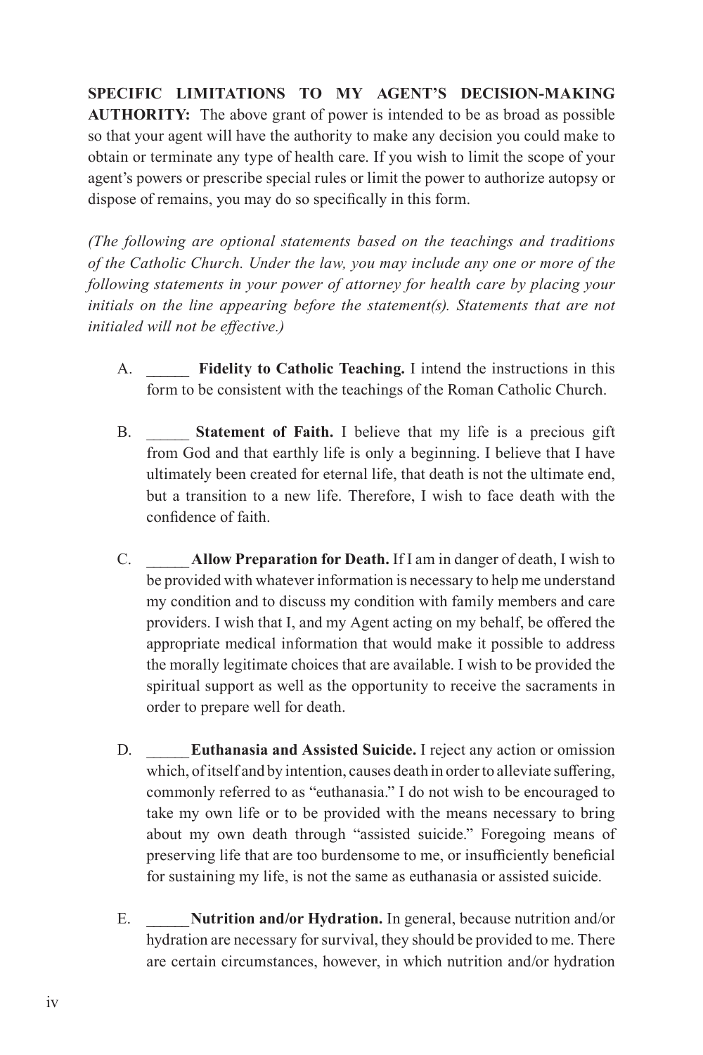**SPECIFIC LIMITATIONS TO MY AGENT'S DECISION-MAKING AUTHORITY:** The above grant of power is intended to be as broad as possible so that your agent will have the authority to make any decision you could make to obtain or terminate any type of health care. If you wish to limit the scope of your agent's powers or prescribe special rules or limit the power to authorize autopsy or dispose of remains, you may do so specifically in this form.

*(The following are optional statements based on the teachings and traditions of the Catholic Church. Under the law, you may include any one or more of the following statements in your power of attorney for health care by placing your initials on the line appearing before the statement(s). Statements that are not initialed will not be effective.)*

A. _____ **Fidelity to Catholic Teaching.** I intend the instructions in this form to be consistent with the teachings of the Roman Catholic Church.

B. _____ **Statement of Faith.** I believe that my life is a precious gift from God and that earthly life is only a beginning. I believe that I have ultimately been created for eternal life, that death is not the ultimate end, but a transition to a new life. Therefore, I wish to face death with the confidence of faith.

C. _____ **Allow Preparation for Death.** If I am in danger of death, I wish to be provided with whatever information is necessary to help me understand my condition and to discuss my condition with family members and care providers. I wish that I, and my Agent acting on my behalf, be offered the appropriate medical information that would make it possible to address the morally legitimate choices that are available. I wish to be provided the spiritual support as well as the opportunity to receive the sacraments in order to prepare well for death.

D. _____ **Euthanasia and Assisted Suicide.** I reject any action or omission which, of itself and by intention, causes death in order to alleviate suffering, commonly referred to as "euthanasia." I do not wish to be encouraged to take my own life or to be provided with the means necessary to bring about my own death through "assisted suicide." Foregoing means of preserving life that are too burdensome to me, or insufficiently beneficial for sustaining my life, is not the same as euthanasia or assisted suicide.

E. _____ **Nutrition and/or Hydration.** In general, because nutrition and/or hydration are necessary for survival, they should be provided to me. There are certain circumstances, however, in which nutrition and/or hydration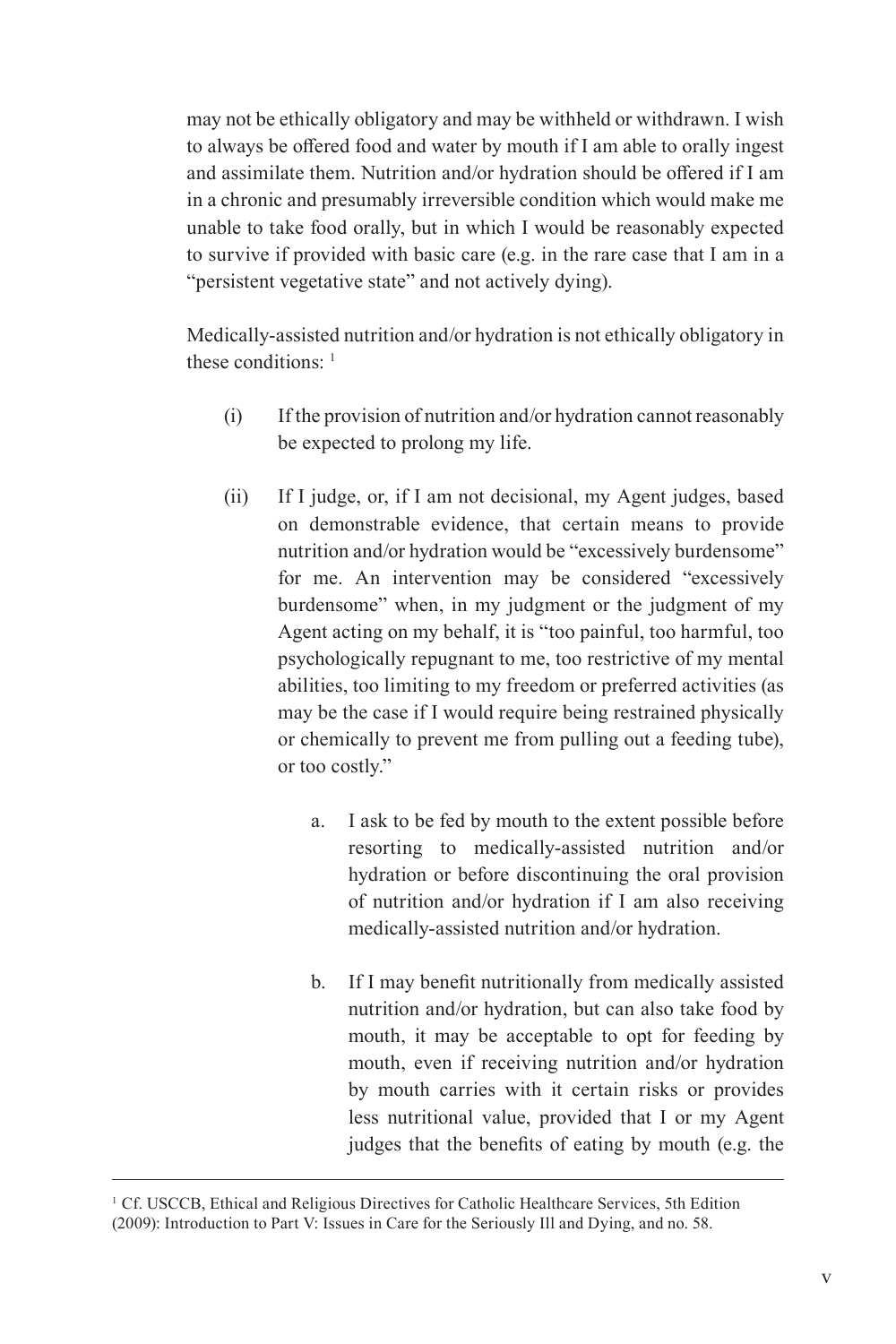may not be ethically obligatory and may be withheld or withdrawn. I wish to always be offered food and water by mouth if I am able to orally ingest and assimilate them. Nutrition and/or hydration should be offered if I am in a chronic and presumably irreversible condition which would make me unable to take food orally, but in which I would be reasonably expected to survive if provided with basic care (e.g. in the rare case that I am in a "persistent vegetative state" and not actively dying).

Medically-assisted nutrition and/or hydration is not ethically obligatory in these conditions: [1]

(i) If the provision of nutrition and/or hydration cannot reasonably be expected to prolong my life.

(ii) If I judge, or, if I am not decisional, my Agent judges, based on demonstrable evidence, that certain means to provide nutrition and/or hydration would be "excessively burdensome" for me. An intervention may be considered "excessively burdensome" when, in my judgment or the judgment of my Agent acting on my behalf, it is "too painful, too harmful, too psychologically repugnant to me, too restrictive of my mental abilities, too limiting to my freedom or preferred activities (as may be the case if I would require being restrained physically or chemically to prevent me from pulling out a feeding tube), or too costly."

   a. I ask to be fed by mouth to the extent possible before resorting to medically-assisted nutrition and/or hydration or before discontinuing the oral provision of nutrition and/or hydration if I am also receiving medically-assisted nutrition and/or hydration.

   b. If I may benefit nutritionally from medically assisted nutrition and/or hydration, but can also take food by mouth, it may be acceptable to opt for feeding by mouth, even if receiving nutrition and/or hydration by mouth carries with it certain risks or provides less nutritional value, provided that I or my Agent judges that the benefits of eating by mouth (e.g. the

---

[1] Cf. USCCB, Ethical and Religious Directives for Catholic Healthcare Services, 5th Edition (2009): Introduction to Part V: Issues in Care for the Seriously Ill and Dying, and no. 58.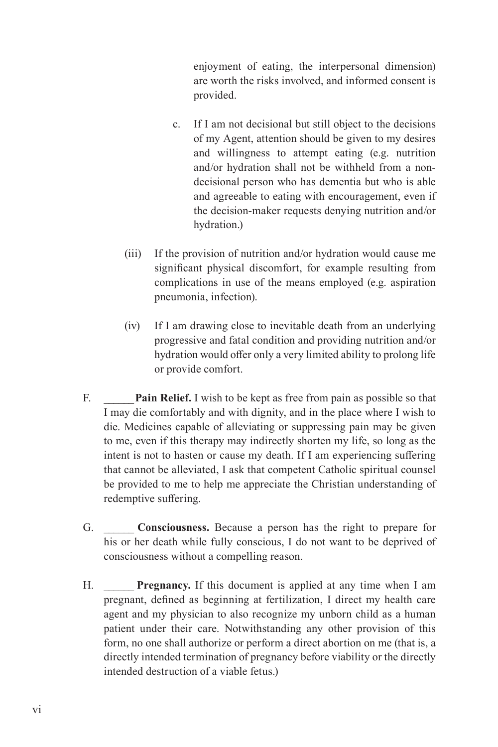enjoyment of eating, the interpersonal dimension) are worth the risks involved, and informed consent is provided.

c. If I am not decisional but still object to the decisions of my Agent, attention should be given to my desires and willingness to attempt eating (e.g. nutrition and/or hydration shall not be withheld from a non-decisional person who has dementia but who is able and agreeable to eating with encouragement, even if the decision-maker requests denying nutrition and/or hydration.)

(iii) If the provision of nutrition and/or hydration would cause me significant physical discomfort, for example resulting from complications in use of the means employed (e.g. aspiration pneumonia, infection).

(iv) If I am drawing close to inevitable death from an underlying progressive and fatal condition and providing nutrition and/or hydration would offer only a very limited ability to prolong life or provide comfort.

F. _____ **Pain Relief.** I wish to be kept as free from pain as possible so that I may die comfortably and with dignity, and in the place where I wish to die. Medicines capable of alleviating or suppressing pain may be given to me, even if this therapy may indirectly shorten my life, so long as the intent is not to hasten or cause my death. If I am experiencing suffering that cannot be alleviated, I ask that competent Catholic spiritual counsel be provided to me to help me appreciate the Christian understanding of redemptive suffering.

G. _____ **Consciousness.** Because a person has the right to prepare for his or her death while fully conscious, I do not want to be deprived of consciousness without a compelling reason.

H. _____ **Pregnancy.** If this document is applied at any time when I am pregnant, defined as beginning at fertilization, I direct my health care agent and my physician to also recognize my unborn child as a human patient under their care. Notwithstanding any other provision of this form, no one shall authorize or perform a direct abortion on me (that is, a directly intended termination of pregnancy before viability or the directly intended destruction of a viable fetus.)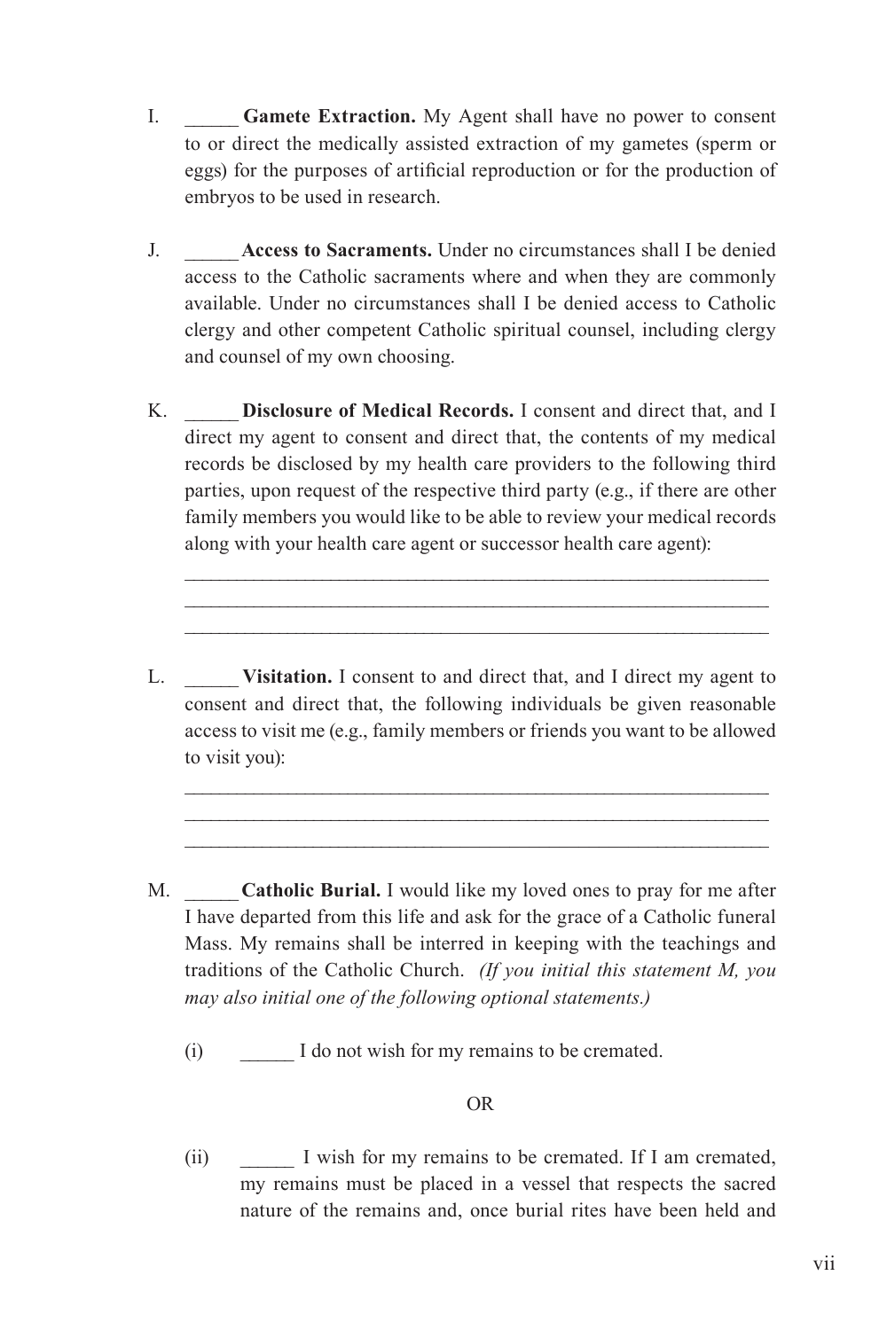I. _____ **Gamete Extraction.** My Agent shall have no power to consent to or direct the medically assisted extraction of my gametes (sperm or eggs) for the purposes of artificial reproduction or for the production of embryos to be used in research.

J. _____ **Access to Sacraments.** Under no circumstances shall I be denied access to the Catholic sacraments where and when they are commonly available. Under no circumstances shall I be denied access to Catholic clergy and other competent Catholic spiritual counsel, including clergy and counsel of my own choosing.

K. _____ **Disclosure of Medical Records.** I consent and direct that, and I direct my agent to consent and direct that, the contents of my medical records be disclosed by my health care providers to the following third parties, upon request of the respective third party (e.g., if there are other family members you would like to be able to review your medical records along with your health care agent or successor health care agent):

______________________________________________________________
______________________________________________________________
______________________________________________________________

L. _____ **Visitation.** I consent to and direct that, and I direct my agent to consent and direct that, the following individuals be given reasonable access to visit me (e.g., family members or friends you want to be allowed to visit you):

______________________________________________________________
______________________________________________________________
______________________________________________________________

M. _____ **Catholic Burial.** I would like my loved ones to pray for me after I have departed from this life and ask for the grace of a Catholic funeral Mass. My remains shall be interred in keeping with the teachings and traditions of the Catholic Church. *(If you initial this statement M, you may also initial one of the following optional statements.)*

(i) _____ I do not wish for my remains to be cremated.

OR

(ii) _____ I wish for my remains to be cremated. If I am cremated, my remains must be placed in a vessel that respects the sacred nature of the remains and, once burial rites have been held and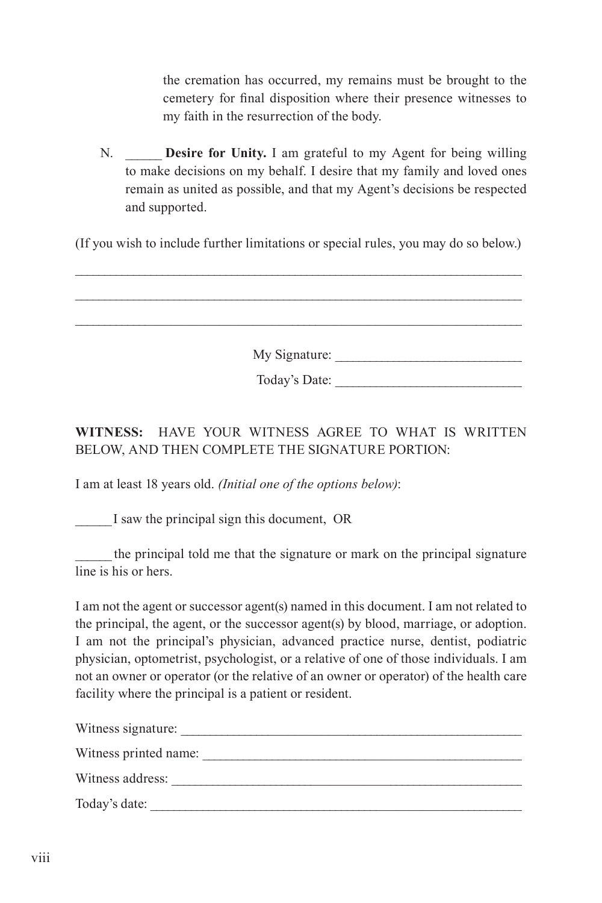the cremation has occurred, my remains must be brought to the cemetery for final disposition where their presence witnesses to my faith in the resurrection of the body.

N. _____ **Desire for Unity.** I am grateful to my Agent for being willing to make decisions on my behalf. I desire that my family and loved ones remain as united as possible, and that my Agent's decisions be respected and supported.

(If you wish to include further limitations or special rules, you may do so below.)

_________________________________________________________________

_________________________________________________________________

_________________________________________________________________

My Signature: ___________________________

Today's Date: ___________________________

**WITNESS:** HAVE YOUR WITNESS AGREE TO WHAT IS WRITTEN BELOW, AND THEN COMPLETE THE SIGNATURE PORTION:

I am at least 18 years old. *(Initial one of the options below)*:

_____ I saw the principal sign this document, OR

_____ the principal told me that the signature or mark on the principal signature line is his or hers.

I am not the agent or successor agent(s) named in this document. I am not related to the principal, the agent, or the successor agent(s) by blood, marriage, or adoption. I am not the principal's physician, advanced practice nurse, dentist, podiatric physician, optometrist, psychologist, or a relative of one of those individuals. I am not an owner or operator (or the relative of an owner or operator) of the health care facility where the principal is a patient or resident.

Witness signature: ___________________________________________________

Witness printed name: ________________________________________________

Witness address: _____________________________________________________

Today's date: ________________________________________________________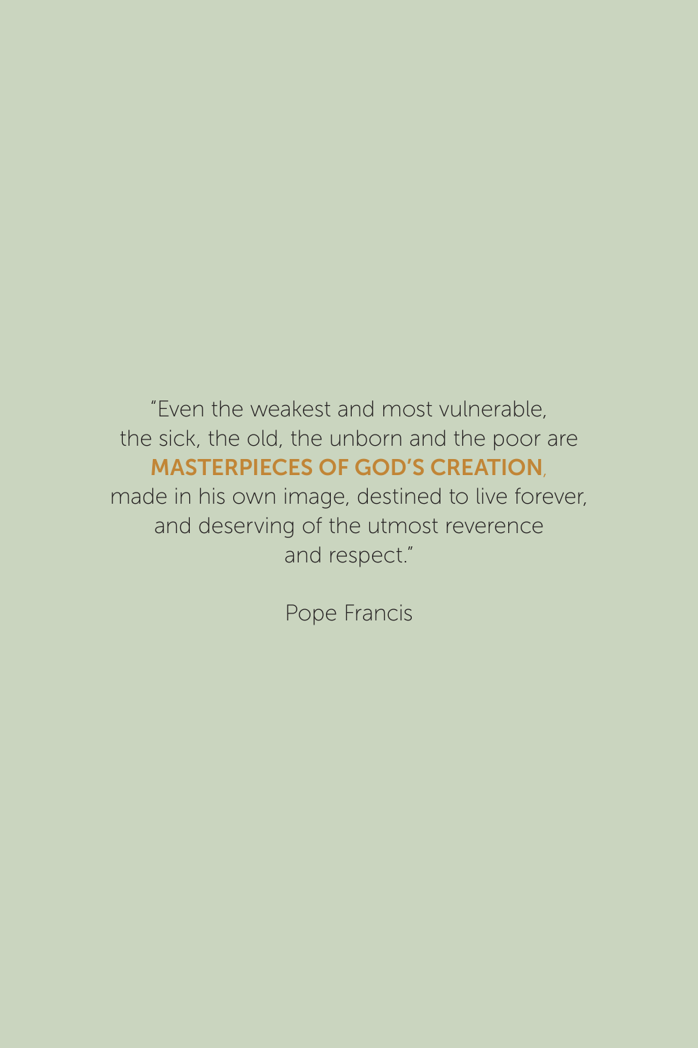"Even the weakest and most vulnerable,
the sick, the old, the unborn and the poor are
**MASTERPIECES OF GOD'S CREATION**,
made in his own image, destined to live forever,
and deserving of the utmost reverence
and respect."

Pope Francis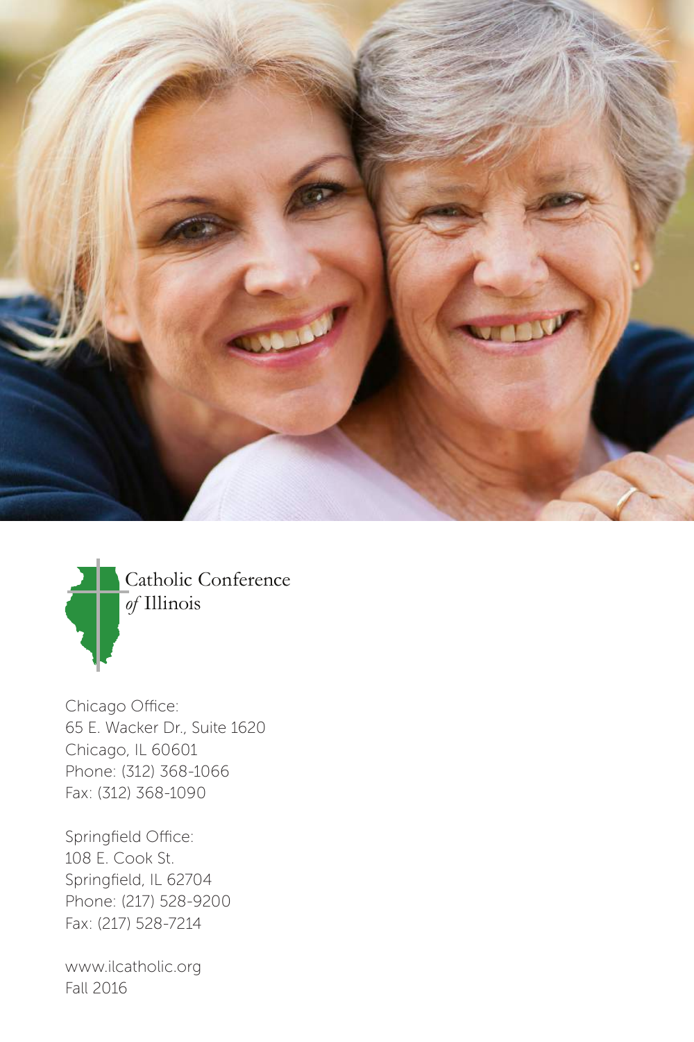Catholic Conference
*of* Illinois

Chicago Office:
65 E. Wacker Dr., Suite 1620
Chicago, IL 60601
Phone: (312) 368-1066
Fax: (312) 368-1090

Springfield Office:
108 E. Cook St.
Springfield, IL 62704
Phone: (217) 528-9200
Fax: (217) 528-7214

www.ilcatholic.org
Fall 2016